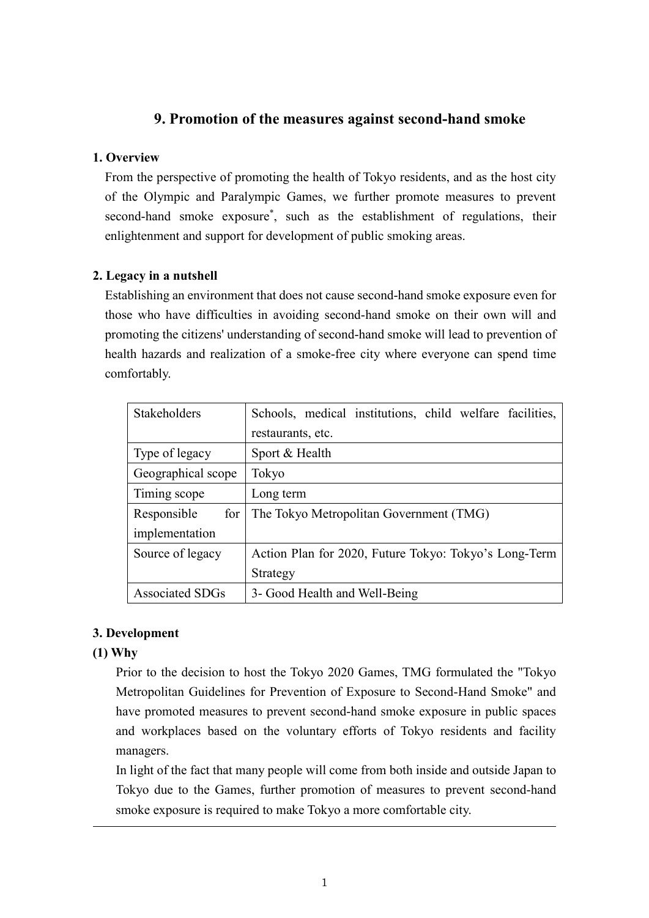# 9. Promotion of the measures against second-hand smoke

## 1. Overview

From the perspective of promoting the health of Tokyo residents, and as the host city of the Olympic and Paralympic Games, we further promote measures to prevent second-hand smoke exposure*, such as the establishment of regulations, their enlightenment and support for development of public smoking areas.

## 2. Legacy in a nutshell

Establishing an environment that does not cause second-hand smoke exposure even for those who have difficulties in avoiding second-hand smoke on their own will and promoting the citizens' understanding of second-hand smoke will lead to prevention of health hazards and realization of a smoke-free city where everyone can spend time comfortably.

| Stakeholders | Schools, medical institutions, child welfare facilities, restaurants, etc. |
|---|---|
| Type of legacy | Sport & Health |
| Geographical scope | Tokyo |
| Timing scope | Long term |
| Responsible for implementation | The Tokyo Metropolitan Government (TMG) |
| Source of legacy | Action Plan for 2020, Future Tokyo: Tokyo's Long-Term Strategy |
| Associated SDGs | 3- Good Health and Well-Being |

## 3. Development

### (1) Why

Prior to the decision to host the Tokyo 2020 Games, TMG formulated the "Tokyo Metropolitan Guidelines for Prevention of Exposure to Second-Hand Smoke" and have promoted measures to prevent second-hand smoke exposure in public spaces and workplaces based on the voluntary efforts of Tokyo residents and facility managers.

In light of the fact that many people will come from both inside and outside Japan to Tokyo due to the Games, further promotion of measures to prevent second-hand smoke exposure is required to make Tokyo a more comfortable city.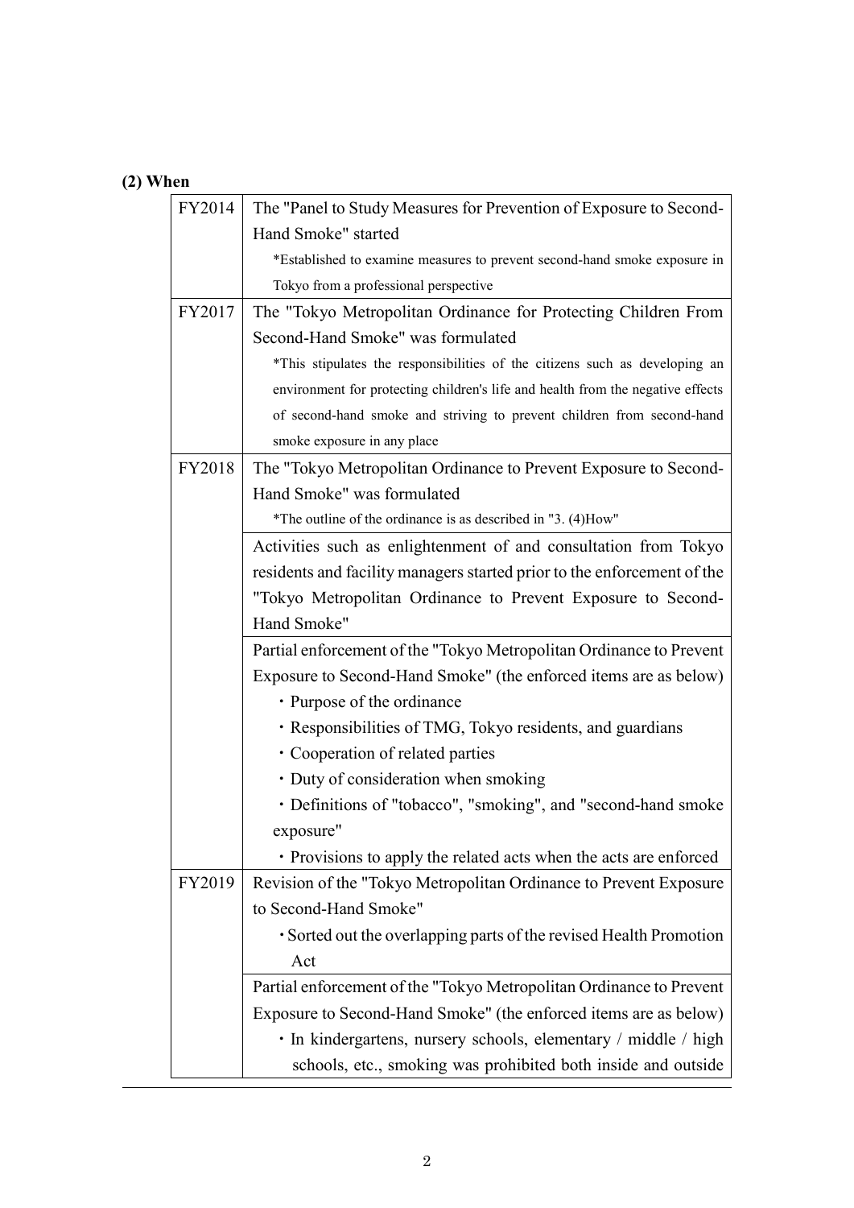### (2) When

| | |
|---|---|
| FY2014 | The "Panel to Study Measures for Prevention of Exposure to Second-Hand Smoke" started<br>*Established to examine measures to prevent second-hand smoke exposure in Tokyo from a professional perspective |
| FY2017 | The "Tokyo Metropolitan Ordinance for Protecting Children From Second-Hand Smoke" was formulated<br>*This stipulates the responsibilities of the citizens such as developing an environment for protecting children's life and health from the negative effects of second-hand smoke and striving to prevent children from second-hand smoke exposure in any place |
| FY2018 | The "Tokyo Metropolitan Ordinance to Prevent Exposure to Second-Hand Smoke" was formulated<br>*The outline of the ordinance is as described in "3. (4)How" |
| | Activities such as enlightenment of and consultation from Tokyo residents and facility managers started prior to the enforcement of the "Tokyo Metropolitan Ordinance to Prevent Exposure to Second-Hand Smoke" |
| | Partial enforcement of the "Tokyo Metropolitan Ordinance to Prevent Exposure to Second-Hand Smoke" (the enforced items are as below)<br>・Purpose of the ordinance<br>・Responsibilities of TMG, Tokyo residents, and guardians<br>・Cooperation of related parties<br>・Duty of consideration when smoking<br>・Definitions of "tobacco", "smoking", and "second-hand smoke exposure"<br>・Provisions to apply the related acts when the acts are enforced |
| FY2019 | Revision of the "Tokyo Metropolitan Ordinance to Prevent Exposure to Second-Hand Smoke"<br>・Sorted out the overlapping parts of the revised Health Promotion Act |
| | Partial enforcement of the "Tokyo Metropolitan Ordinance to Prevent Exposure to Second-Hand Smoke" (the enforced items are as below)<br>・In kindergartens, nursery schools, elementary / middle / high schools, etc., smoking was prohibited both inside and outside |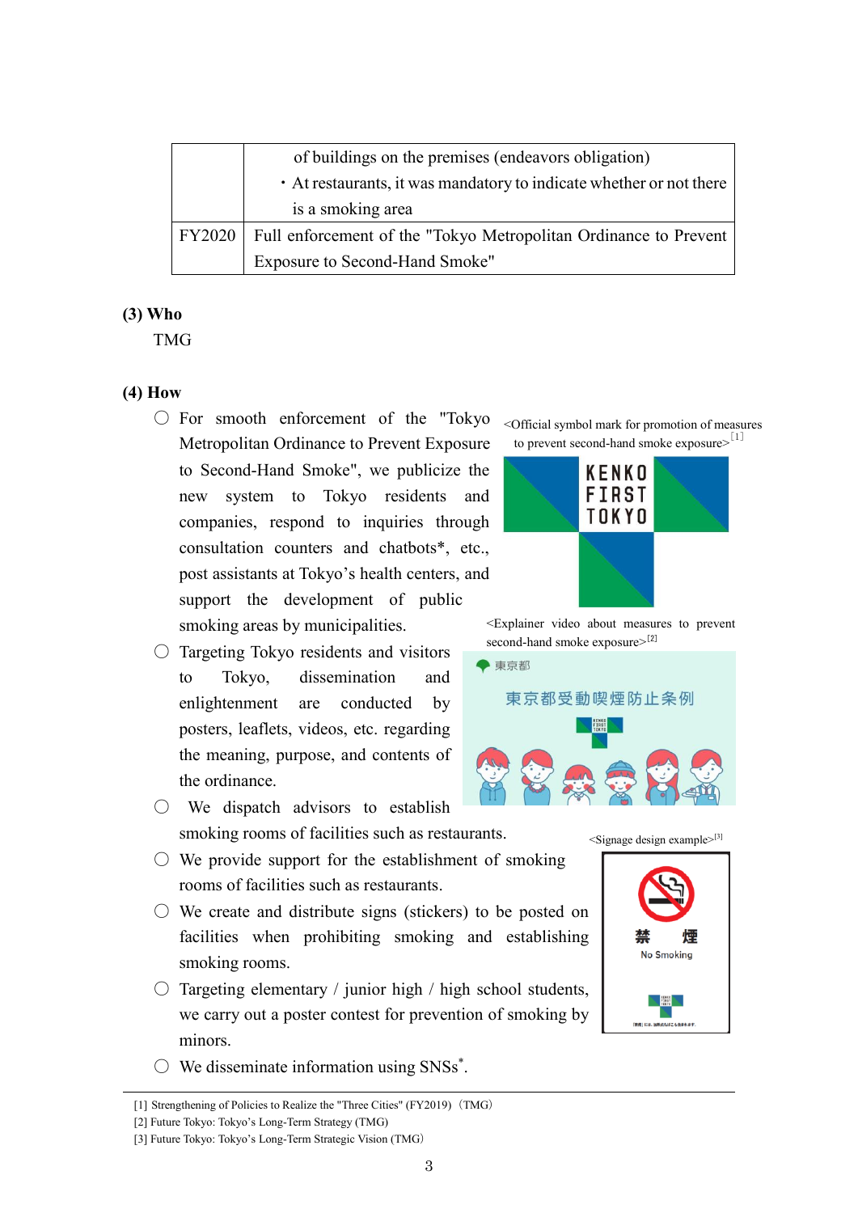|  |  |
|---|---|
|  | of buildings on the premises (endeavors obligation)<br>・At restaurants, it was mandatory to indicate whether or not there is a smoking area |
| FY2020 | Full enforcement of the "Tokyo Metropolitan Ordinance to Prevent Exposure to Second-Hand Smoke" |

**(3) Who**

TMG

**(4) How**

○ For smooth enforcement of the "Tokyo Metropolitan Ordinance to Prevent Exposure to Second-Hand Smoke", we publicize the new system to Tokyo residents and companies, respond to inquiries through consultation counters and chatbots*, etc., post assistants at Tokyo's health centers, and support the development of public smoking areas by municipalities.

○ Targeting Tokyo residents and visitors to Tokyo, dissemination and enlightenment are conducted by posters, leaflets, videos, etc. regarding the meaning, purpose, and contents of the ordinance.

○ We dispatch advisors to establish smoking rooms of facilities such as restaurants.

○ We provide support for the establishment of smoking rooms of facilities such as restaurants.

○ We create and distribute signs (stickers) to be posted on facilities when prohibiting smoking and establishing smoking rooms.

○ Targeting elementary / junior high / high school students, we carry out a poster contest for prevention of smoking by minors.

○ We disseminate information using SNSs*.

<Official symbol mark for promotion of measures to prevent second-hand smoke exposure>[1]

<Explainer video about measures to prevent second-hand smoke exposure>[2]

<Signage design example>[3]

[1] Strengthening of Policies to Realize the "Three Cities" (FY2019) (TMG)
[2] Future Tokyo: Tokyo's Long-Term Strategy (TMG)
[3] Future Tokyo: Tokyo's Long-Term Strategic Vision (TMG)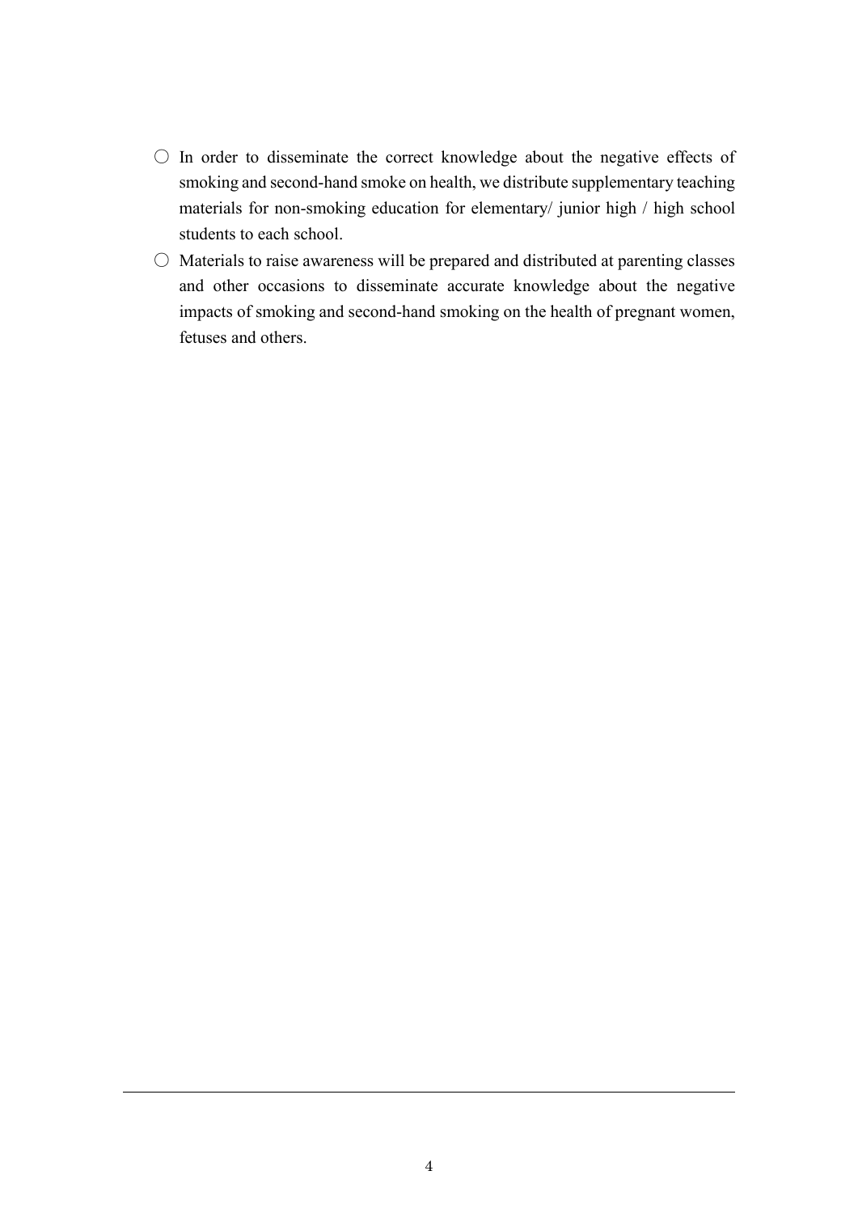- ○ In order to disseminate the correct knowledge about the negative effects of smoking and second-hand smoke on health, we distribute supplementary teaching materials for non-smoking education for elementary/ junior high / high school students to each school.
- ○ Materials to raise awareness will be prepared and distributed at parenting classes and other occasions to disseminate accurate knowledge about the negative impacts of smoking and second-hand smoking on the health of pregnant women, fetuses and others.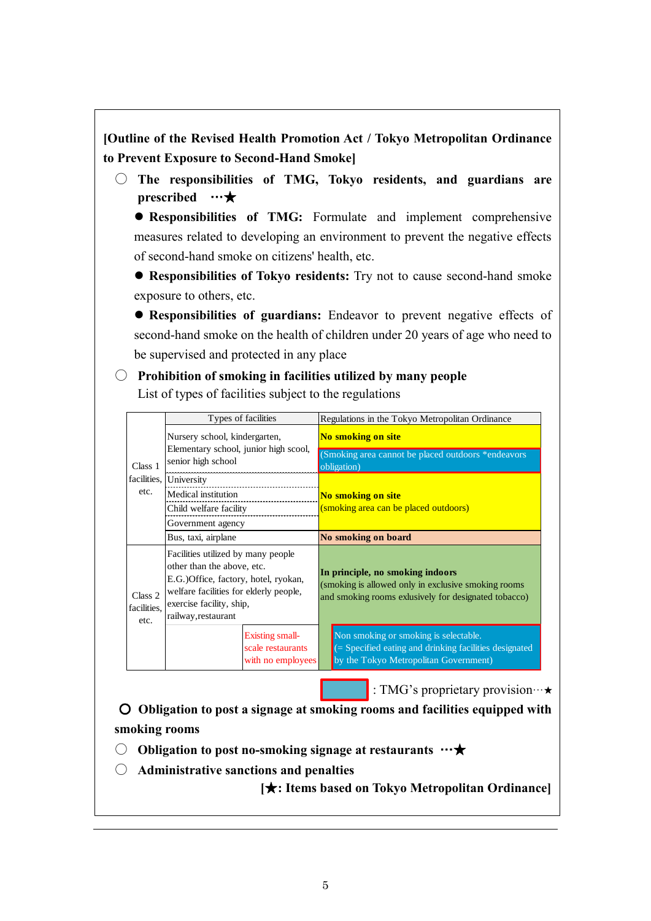**[Outline of the Revised Health Promotion Act / Tokyo Metropolitan Ordinance to Prevent Exposure to Second-Hand Smoke]**

- **The responsibilities of TMG, Tokyo residents, and guardians are prescribed ···★**
  - **Responsibilities of TMG:** Formulate and implement comprehensive measures related to developing an environment to prevent the negative effects of second-hand smoke on citizens' health, etc.
  - **Responsibilities of Tokyo residents:** Try not to cause second-hand smoke exposure to others, etc.
  - **Responsibilities of guardians:** Endeavor to prevent negative effects of second-hand smoke on the health of children under 20 years of age who need to be supervised and protected in any place

- **Prohibition of smoking in facilities utilized by many people**

  List of types of facilities subject to the regulations

| | Types of facilities | | Regulations in the Tokyo Metropolitan Ordinance |
|---|---|---|---|
| Class 1 facilities, etc. | Nursery school, kindergarten, Elementary school, junior high scool, senior high school | | **No smoking on site** (Smoking area cannot be placed outdoors *endeavors obligation) |
| | University | | **No smoking on site** (smoking area can be placed outdoors) |
| | Medical institution | | |
| | Child welfare facility | | |
| | Government agency | | |
| | Bus, taxi, airplane | | **No smoking on board** |
| Class 2 facilities, etc. | Facilities utilized by many people other than the above, etc. E.G.)Office, factory, hotel, ryokan, welfare facilities for elderly people, exercise facility, ship, railway,restaurant | | **In principle, no smoking indoors** (smoking is allowed only in exclusive smoking rooms and smoking rooms exlusively for designated tobacco) |
| | | Existing small-scale restaurants with no employees | Non smoking or smoking is selectable. (= Specified eating and drinking facilities designated by the Tokyo Metropolitan Government) |

[blue box] : TMG's proprietary provision···★

- **Obligation to post a signage at smoking rooms and facilities equipped with smoking rooms**
- **Obligation to post no-smoking signage at restaurants ···★**
- **Administrative sanctions and penalties**

**[★: Items based on Tokyo Metropolitan Ordinance]**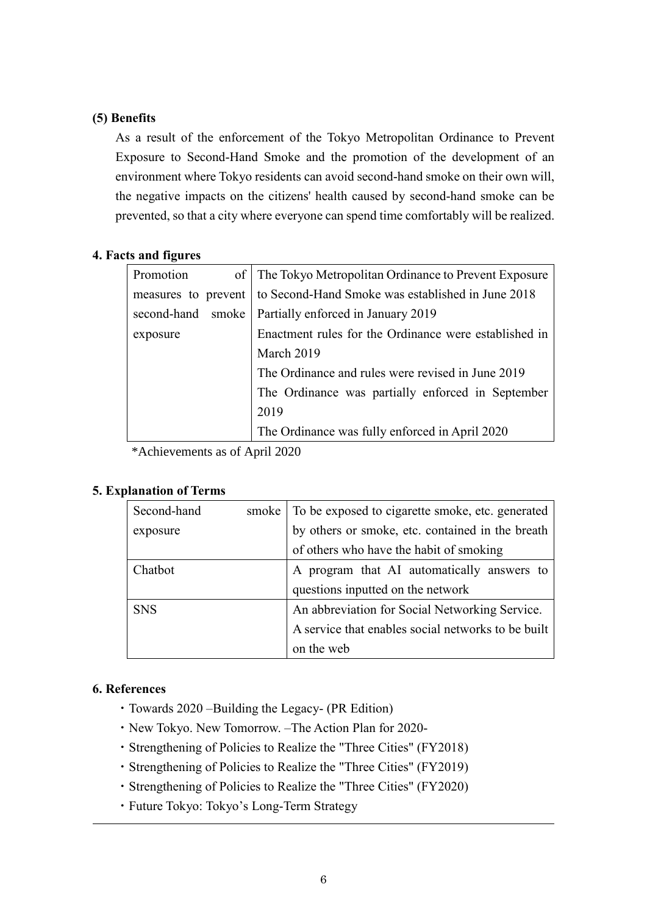### (5) Benefits

As a result of the enforcement of the Tokyo Metropolitan Ordinance to Prevent Exposure to Second-Hand Smoke and the promotion of the development of an environment where Tokyo residents can avoid second-hand smoke on their own will, the negative impacts on the citizens' health caused by second-hand smoke can be prevented, so that a city where everyone can spend time comfortably will be realized.

## 4. Facts and figures

| | |
|---|---|
| Promotion of measures to prevent second-hand smoke exposure | The Tokyo Metropolitan Ordinance to Prevent Exposure to Second-Hand Smoke was established in June 2018<br>Partially enforced in January 2019<br>Enactment rules for the Ordinance were established in March 2019<br>The Ordinance and rules were revised in June 2019<br>The Ordinance was partially enforced in September 2019<br>The Ordinance was fully enforced in April 2020 |

*Achievements as of April 2020

## 5. Explanation of Terms

| | |
|---|---|
| Second-hand smoke exposure | To be exposed to cigarette smoke, etc. generated by others or smoke, etc. contained in the breath of others who have the habit of smoking |
| Chatbot | A program that AI automatically answers to questions inputted on the network |
| SNS | An abbreviation for Social Networking Service. A service that enables social networks to be built on the web |

## 6. References

- Towards 2020 –Building the Legacy- (PR Edition)
- New Tokyo. New Tomorrow. –The Action Plan for 2020-
- Strengthening of Policies to Realize the "Three Cities" (FY2018)
- Strengthening of Policies to Realize the "Three Cities" (FY2019)
- Strengthening of Policies to Realize the "Three Cities" (FY2020)
- Future Tokyo: Tokyo's Long-Term Strategy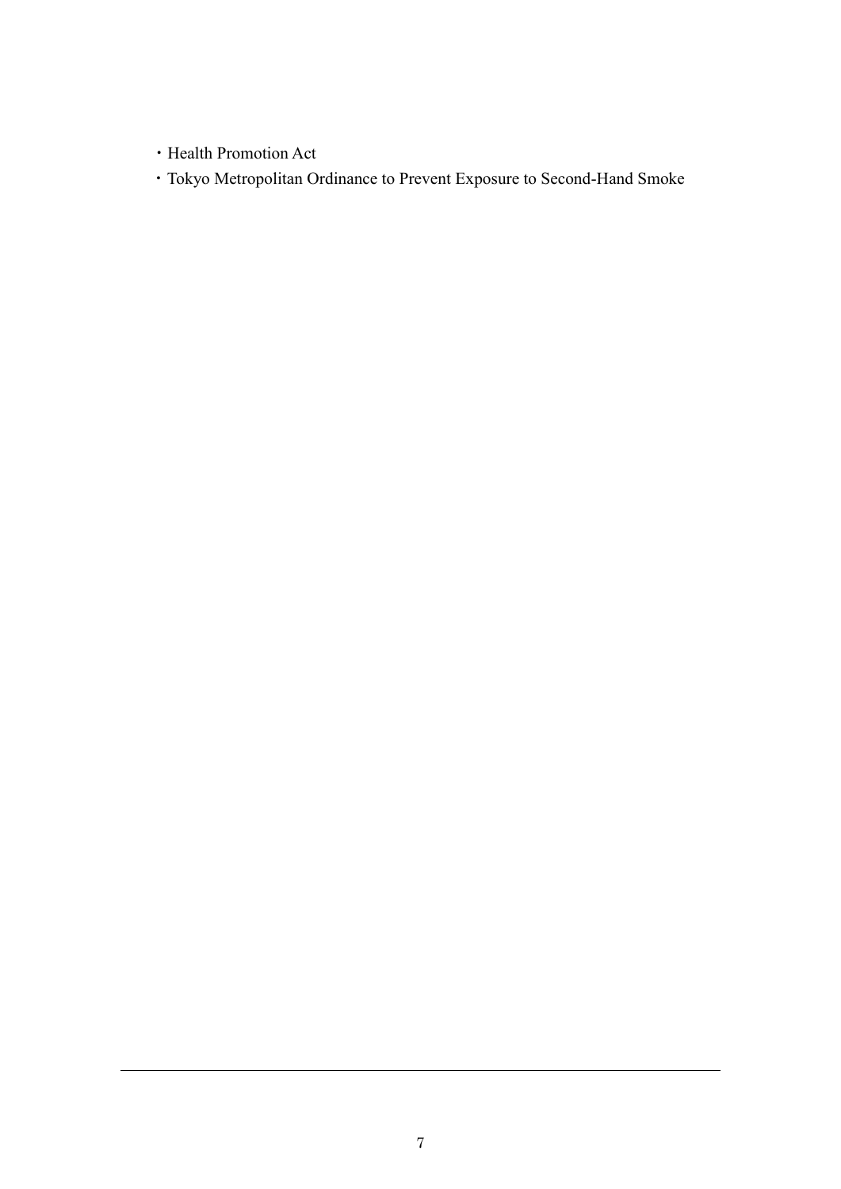・Health Promotion Act

・Tokyo Metropolitan Ordinance to Prevent Exposure to Second-Hand Smoke